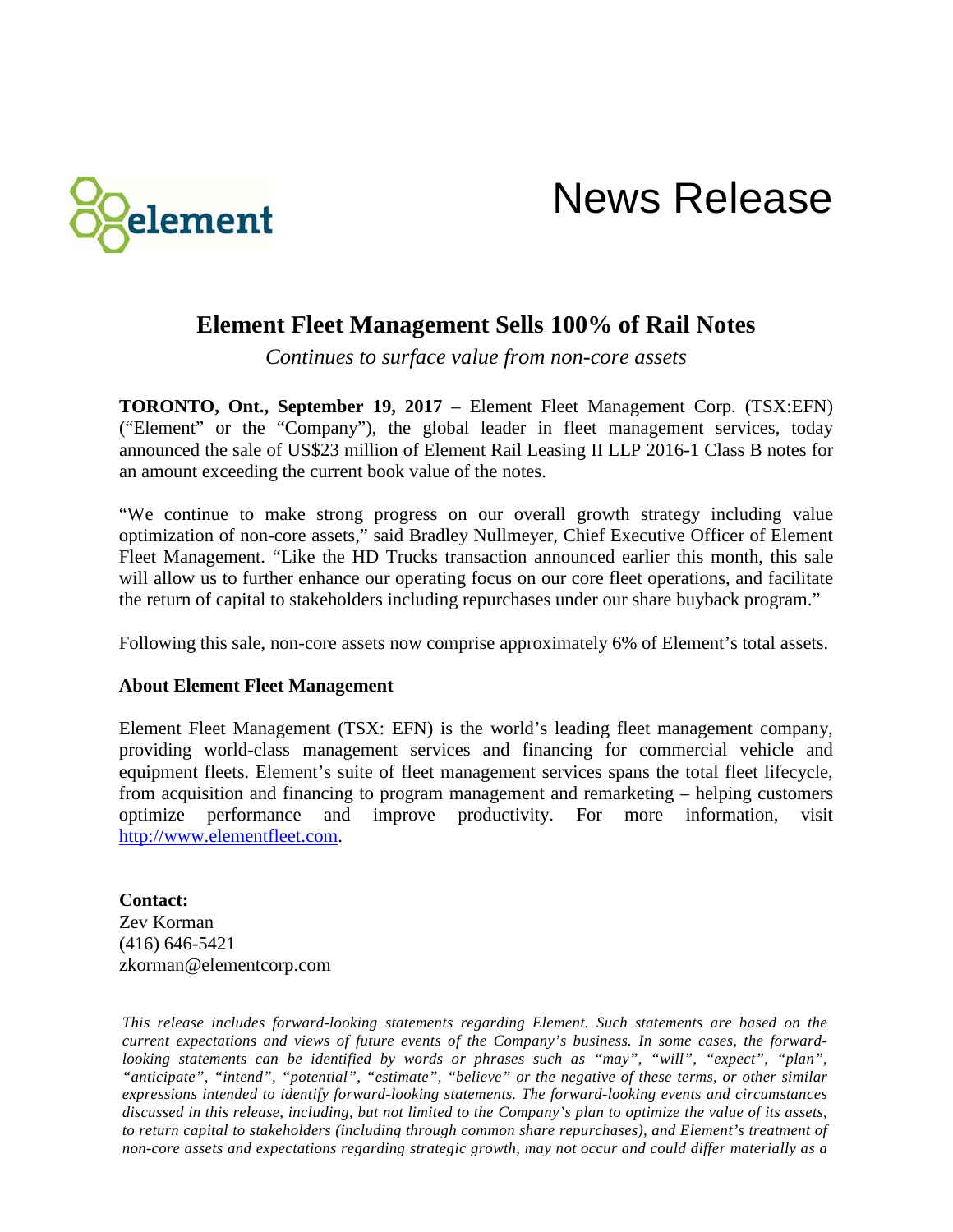# News Release

## Element Fleet Management Sells 100% of Rail Notes

*Continues to surface value from non-core assets*

**TORONTO, Ont., September 19, 2017** – Element Fleet Management Corp. (TSX:EFN) ("Element" or the "Company"), the global leader in fleet management services, today announced the sale of US$23 million of Element Rail Leasing II LLP 2016-1 Class B notes for an amount exceeding the current book value of the notes.

"We continue to make strong progress on our overall growth strategy including value optimization of non-core assets," said Bradley Nullmeyer, Chief Executive Officer of Element Fleet Management. "Like the HD Trucks transaction announced earlier this month, this sale will allow us to further enhance our operating focus on our core fleet operations, and facilitate the return of capital to stakeholders including repurchases under our share buyback program."

Following this sale, non-core assets now comprise approximately 6% of Element's total assets.

**About Element Fleet Management**

Element Fleet Management (TSX: EFN) is the world's leading fleet management company, providing world-class management services and financing for commercial vehicle and equipment fleets. Element's suite of fleet management services spans the total fleet lifecycle, from acquisition and financing to program management and remarketing – helping customers optimize performance and improve productivity. For more information, visit http://www.elementfleet.com.

**Contact:**
Zev Korman
(416) 646-5421
zkorman@elementcorp.com

*This release includes forward-looking statements regarding Element. Such statements are based on the current expectations and views of future events of the Company's business. In some cases, the forward-looking statements can be identified by words or phrases such as "may", "will", "expect", "plan", "anticipate", "intend", "potential", "estimate", "believe" or the negative of these terms, or other similar expressions intended to identify forward-looking statements. The forward-looking events and circumstances discussed in this release, including, but not limited to the Company's plan to optimize the value of its assets, to return capital to stakeholders (including through common share repurchases), and Element's treatment of non-core assets and expectations regarding strategic growth, may not occur and could differ materially as a*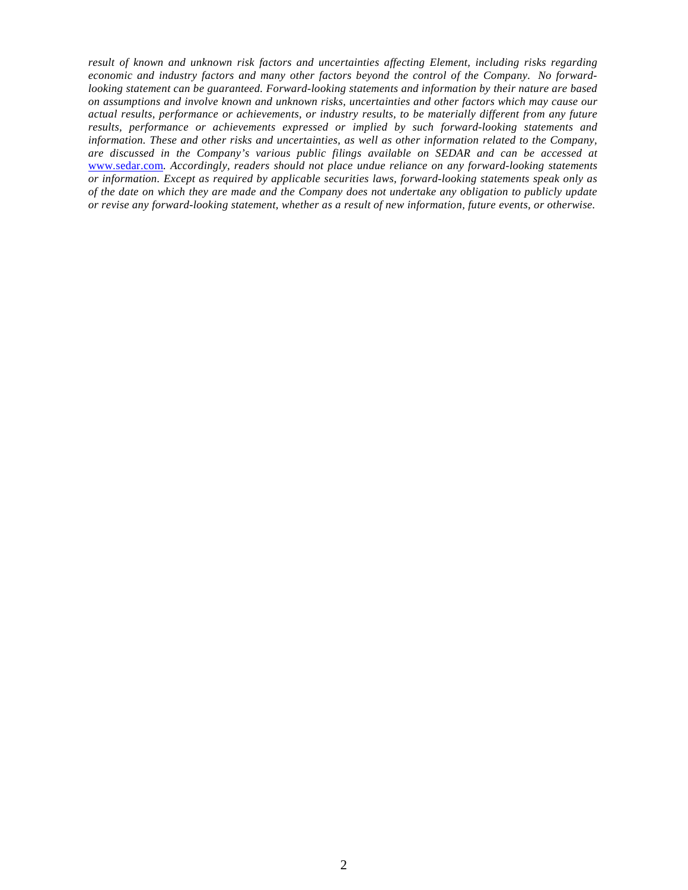*result of known and unknown risk factors and uncertainties affecting Element, including risks regarding economic and industry factors and many other factors beyond the control of the Company. No forward-looking statement can be guaranteed. Forward-looking statements and information by their nature are based on assumptions and involve known and unknown risks, uncertainties and other factors which may cause our actual results, performance or achievements, or industry results, to be materially different from any future results, performance or achievements expressed or implied by such forward-looking statements and information. These and other risks and uncertainties, as well as other information related to the Company, are discussed in the Company's various public filings available on SEDAR and can be accessed at* www.sedar.com*. Accordingly, readers should not place undue reliance on any forward-looking statements or information. Except as required by applicable securities laws, forward-looking statements speak only as of the date on which they are made and the Company does not undertake any obligation to publicly update or revise any forward-looking statement, whether as a result of new information, future events, or otherwise.*